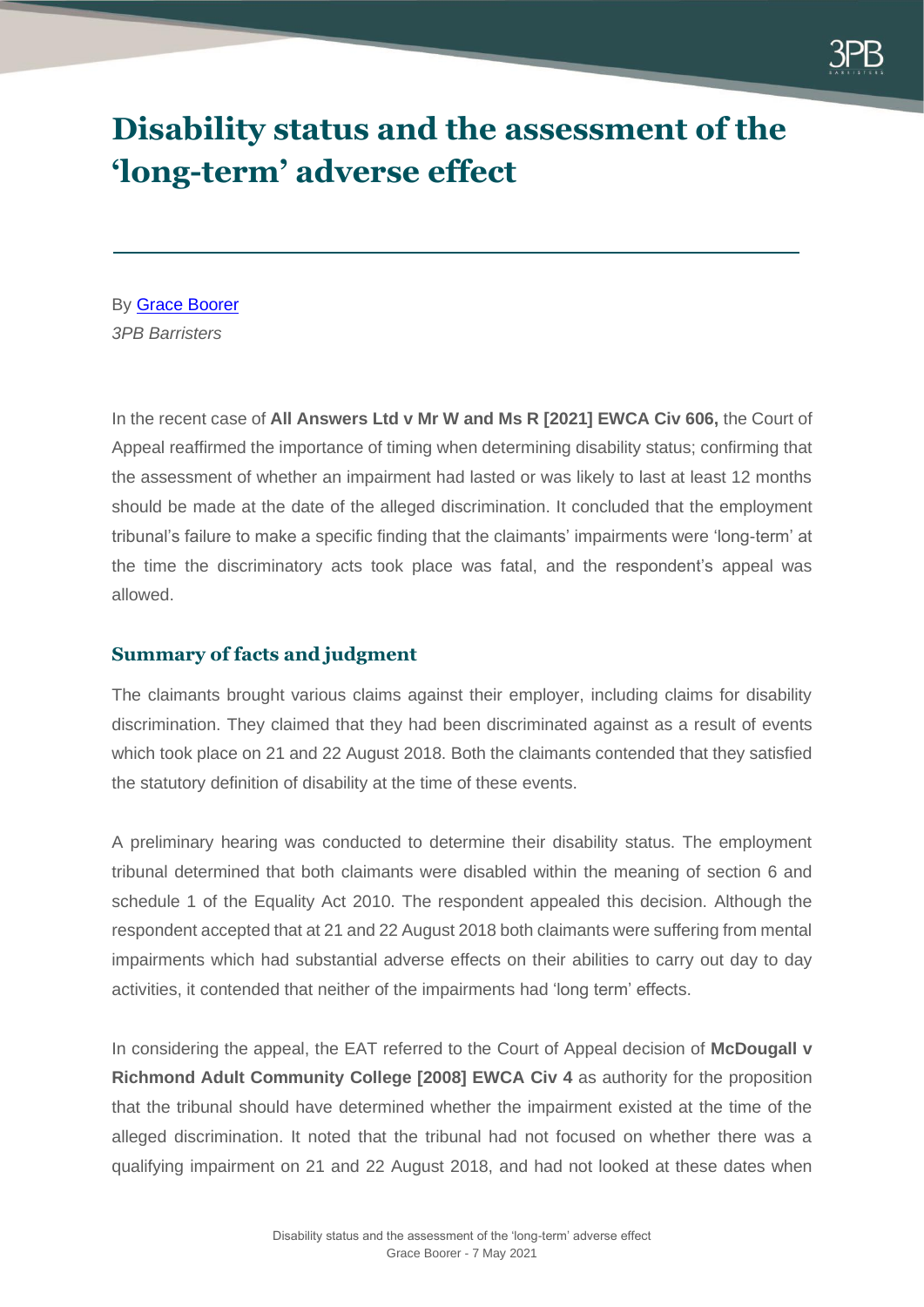# Disability status and the assessment of the 'long-term' adverse effect

By Grace Boorer
*3PB Barristers*

In the recent case of **All Answers Ltd v Mr W and Ms R [2021] EWCA Civ 606,** the Court of Appeal reaffirmed the importance of timing when determining disability status; confirming that the assessment of whether an impairment had lasted or was likely to last at least 12 months should be made at the date of the alleged discrimination. It concluded that the employment tribunal's failure to make a specific finding that the claimants' impairments were 'long-term' at the time the discriminatory acts took place was fatal, and the respondent's appeal was allowed.

## Summary of facts and judgment

The claimants brought various claims against their employer, including claims for disability discrimination. They claimed that they had been discriminated against as a result of events which took place on 21 and 22 August 2018. Both the claimants contended that they satisfied the statutory definition of disability at the time of these events.

A preliminary hearing was conducted to determine their disability status. The employment tribunal determined that both claimants were disabled within the meaning of section 6 and schedule 1 of the Equality Act 2010. The respondent appealed this decision. Although the respondent accepted that at 21 and 22 August 2018 both claimants were suffering from mental impairments which had substantial adverse effects on their abilities to carry out day to day activities, it contended that neither of the impairments had 'long term' effects.

In considering the appeal, the EAT referred to the Court of Appeal decision of **McDougall v Richmond Adult Community College [2008] EWCA Civ 4** as authority for the proposition that the tribunal should have determined whether the impairment existed at the time of the alleged discrimination. It noted that the tribunal had not focused on whether there was a qualifying impairment on 21 and 22 August 2018, and had not looked at these dates when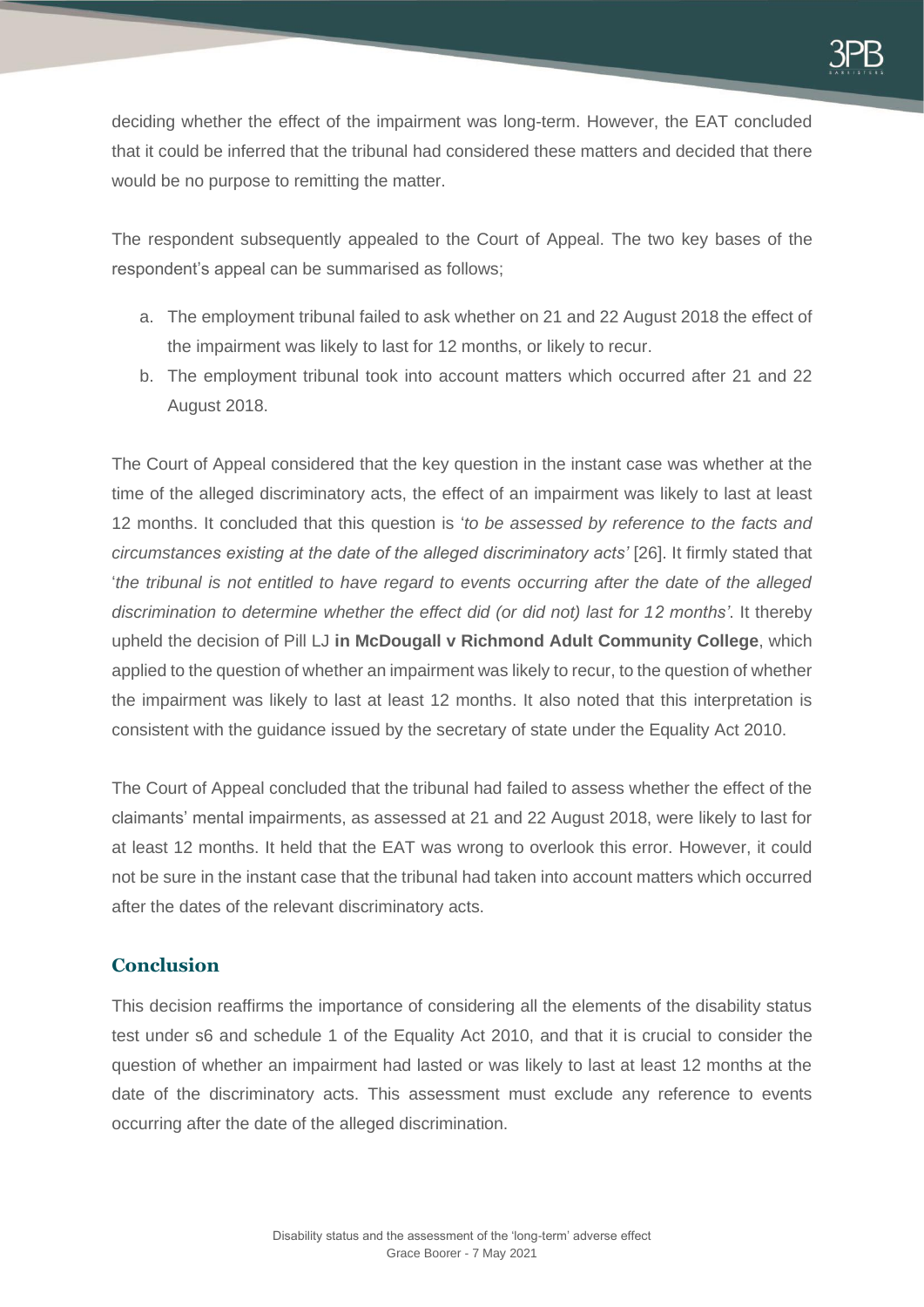deciding whether the effect of the impairment was long-term. However, the EAT concluded that it could be inferred that the tribunal had considered these matters and decided that there would be no purpose to remitting the matter.

The respondent subsequently appealed to the Court of Appeal. The two key bases of the respondent's appeal can be summarised as follows;

a. The employment tribunal failed to ask whether on 21 and 22 August 2018 the effect of the impairment was likely to last for 12 months, or likely to recur.
b. The employment tribunal took into account matters which occurred after 21 and 22 August 2018.

The Court of Appeal considered that the key question in the instant case was whether at the time of the alleged discriminatory acts, the effect of an impairment was likely to last at least 12 months. It concluded that this question is '*to be assessed by reference to the facts and circumstances existing at the date of the alleged discriminatory acts'* [26]. It firmly stated that '*the tribunal is not entitled to have regard to events occurring after the date of the alleged discrimination to determine whether the effect did (or did not) last for 12 months'*. It thereby upheld the decision of Pill LJ **in McDougall v Richmond Adult Community College**, which applied to the question of whether an impairment was likely to recur, to the question of whether the impairment was likely to last at least 12 months. It also noted that this interpretation is consistent with the guidance issued by the secretary of state under the Equality Act 2010.

The Court of Appeal concluded that the tribunal had failed to assess whether the effect of the claimants' mental impairments, as assessed at 21 and 22 August 2018, were likely to last for at least 12 months. It held that the EAT was wrong to overlook this error. However, it could not be sure in the instant case that the tribunal had taken into account matters which occurred after the dates of the relevant discriminatory acts.

## Conclusion

This decision reaffirms the importance of considering all the elements of the disability status test under s6 and schedule 1 of the Equality Act 2010, and that it is crucial to consider the question of whether an impairment had lasted or was likely to last at least 12 months at the date of the discriminatory acts. This assessment must exclude any reference to events occurring after the date of the alleged discrimination.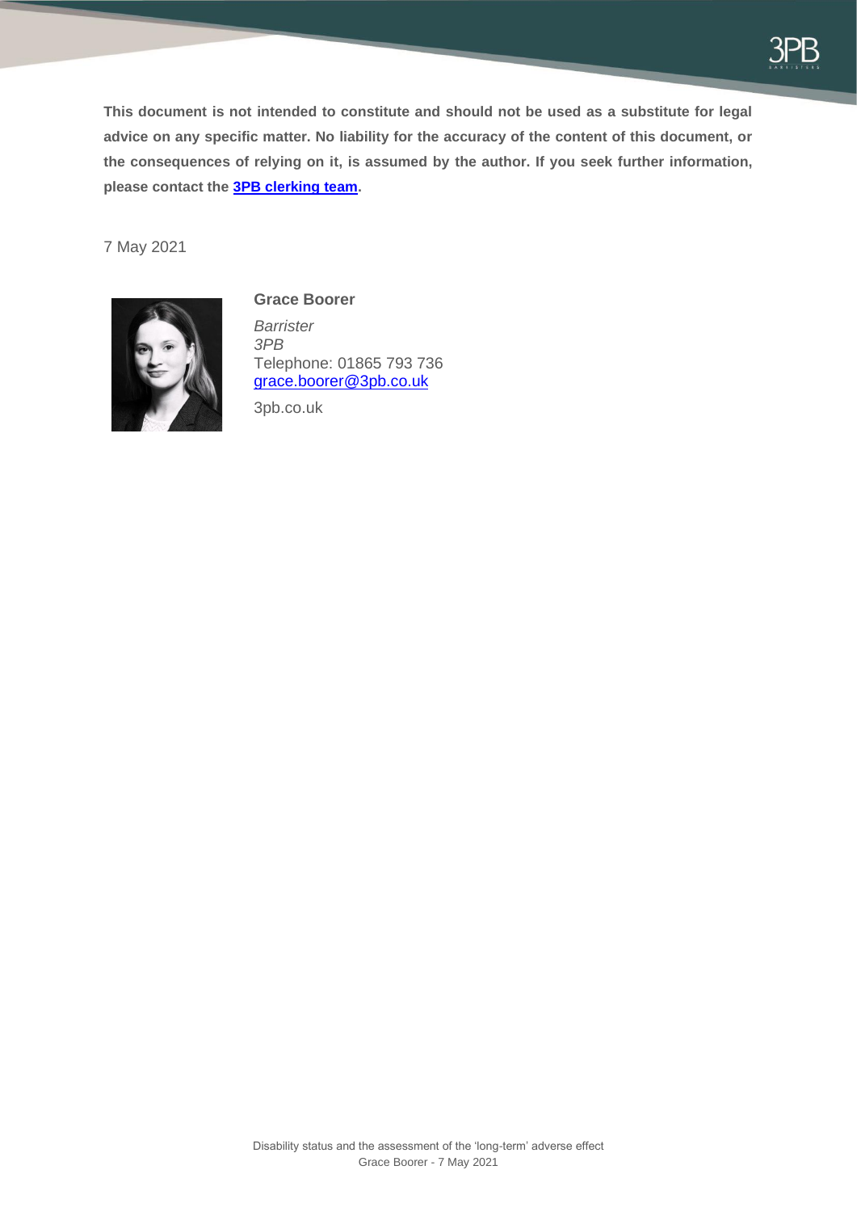**This document is not intended to constitute and should not be used as a substitute for legal advice on any specific matter. No liability for the accuracy of the content of this document, or the consequences of relying on it, is assumed by the author. If you seek further information, please contact the [3PB clerking team](3PB clerking team).**

7 May 2021

**Grace Boorer**

*Barrister*
*3PB*
Telephone: 01865 793 736
[grace.boorer@3pb.co.uk](mailto:grace.boorer@3pb.co.uk)

3pb.co.uk